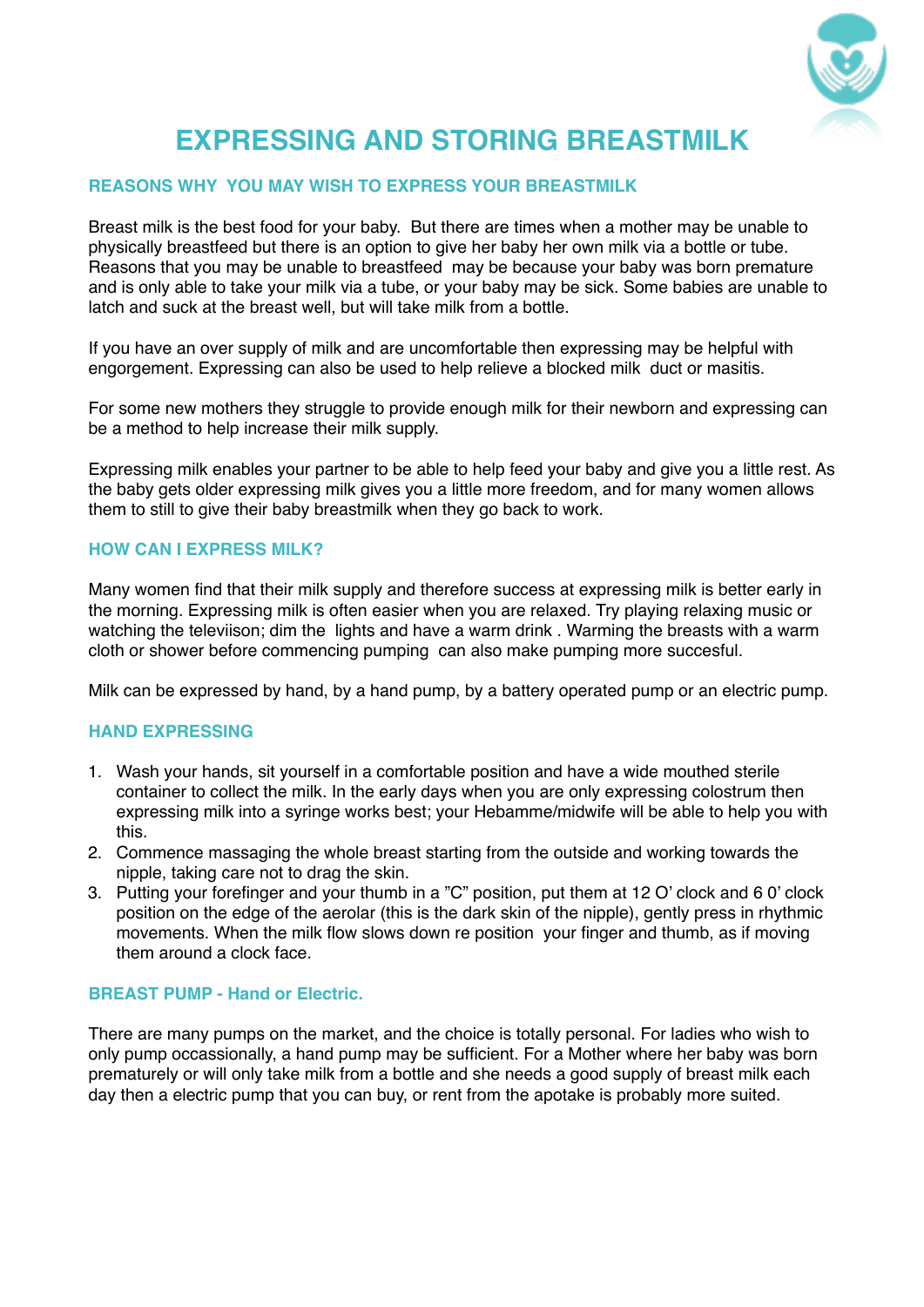# EXPRESSING AND STORING BREASTMILK

## REASONS WHY YOU MAY WISH TO EXPRESS YOUR BREASTMILK

Breast milk is the best food for your baby. But there are times when a mother may be unable to physically breastfeed but there is an option to give her baby her own milk via a bottle or tube. Reasons that you may be unable to breastfeed may be because your baby was born premature and is only able to take your milk via a tube, or your baby may be sick. Some babies are unable to latch and suck at the breast well, but will take milk from a bottle.

If you have an over supply of milk and are uncomfortable then expressing may be helpful with engorgement. Expressing can also be used to help relieve a blocked milk duct or masitis.

For some new mothers they struggle to provide enough milk for their newborn and expressing can be a method to help increase their milk supply.

Expressing milk enables your partner to be able to help feed your baby and give you a little rest. As the baby gets older expressing milk gives you a little more freedom, and for many women allows them to still to give their baby breastmilk when they go back to work.

## HOW CAN I EXPRESS MILK?

Many women find that their milk supply and therefore success at expressing milk is better early in the morning. Expressing milk is often easier when you are relaxed. Try playing relaxing music or watching the televiison; dim the lights and have a warm drink . Warming the breasts with a warm cloth or shower before commencing pumping can also make pumping more succesful.

Milk can be expressed by hand, by a hand pump, by a battery operated pump or an electric pump.

## HAND EXPRESSING

1. Wash your hands, sit yourself in a comfortable position and have a wide mouthed sterile container to collect the milk. In the early days when you are only expressing colostrum then expressing milk into a syringe works best; your Hebamme/midwife will be able to help you with this.
2. Commence massaging the whole breast starting from the outside and working towards the nipple, taking care not to drag the skin.
3. Putting your forefinger and your thumb in a "C" position, put them at 12 O' clock and 6 0' clock position on the edge of the aerolar (this is the dark skin of the nipple), gently press in rhythmic movements. When the milk flow slows down re position your finger and thumb, as if moving them around a clock face.

## BREAST PUMP - Hand or Electric.

There are many pumps on the market, and the choice is totally personal. For ladies who wish to only pump occassionally, a hand pump may be sufficient. For a Mother where her baby was born prematurely or will only take milk from a bottle and she needs a good supply of breast milk each day then a electric pump that you can buy, or rent from the apotake is probably more suited.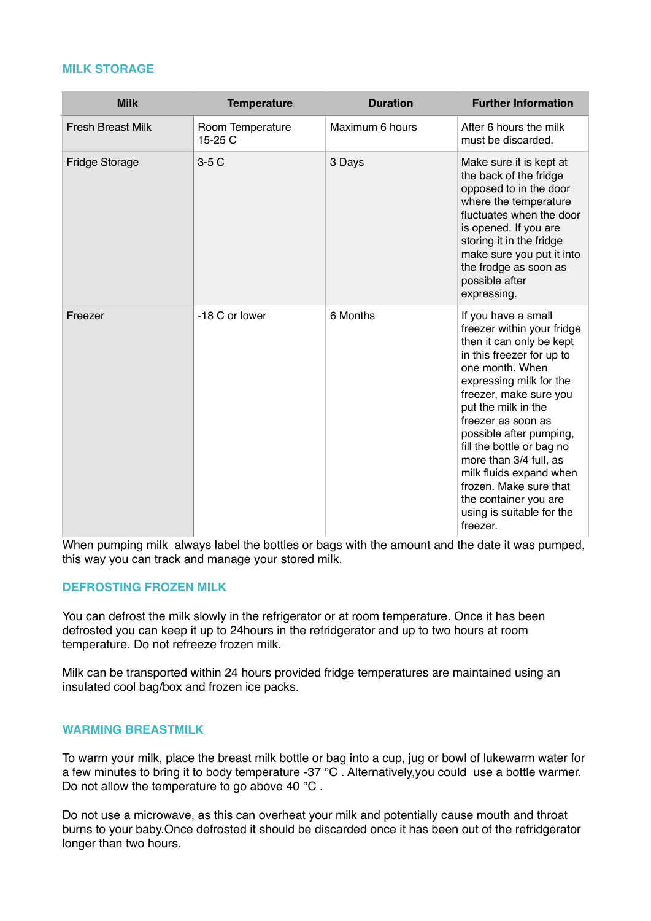## MILK STORAGE

| Milk | Temperature | Duration | Further Information |
|---|---|---|---|
| Fresh Breast Milk | Room Temperature 15-25 C | Maximum 6 hours | After 6 hours the milk must be discarded. |
| Fridge Storage | 3-5 C | 3 Days | Make sure it is kept at the back of the fridge opposed to in the door where the temperature fluctuates when the door is opened. If you are storing it in the fridge make sure you put it into the frodge as soon as possible after expressing. |
| Freezer | -18 C or lower | 6 Months | If you have a small freezer within your fridge then it can only be kept in this freezer for up to one month. When expressing milk for the freezer, make sure you put the milk in the freezer as soon as possible after pumping, fill the bottle or bag no more than 3/4 full, as milk fluids expand when frozen. Make sure that the container you are using is suitable for the freezer. |

When pumping milk always label the bottles or bags with the amount and the date it was pumped, this way you can track and manage your stored milk.

## DEFROSTING FROZEN MILK

You can defrost the milk slowly in the refrigerator or at room temperature. Once it has been defrosted you can keep it up to 24hours in the refridgerator and up to two hours at room temperature. Do not refreeze frozen milk.

Milk can be transported within 24 hours provided fridge temperatures are maintained using an insulated cool bag/box and frozen ice packs.

## WARMING BREASTMILK

To warm your milk, place the breast milk bottle or bag into a cup, jug or bowl of lukewarm water for a few minutes to bring it to body temperature -37 °C . Alternatively,you could use a bottle warmer. Do not allow the temperature to go above 40 °C .

Do not use a microwave, as this can overheat your milk and potentially cause mouth and throat burns to your baby.Once defrosted it should be discarded once it has been out of the refridgerator longer than two hours.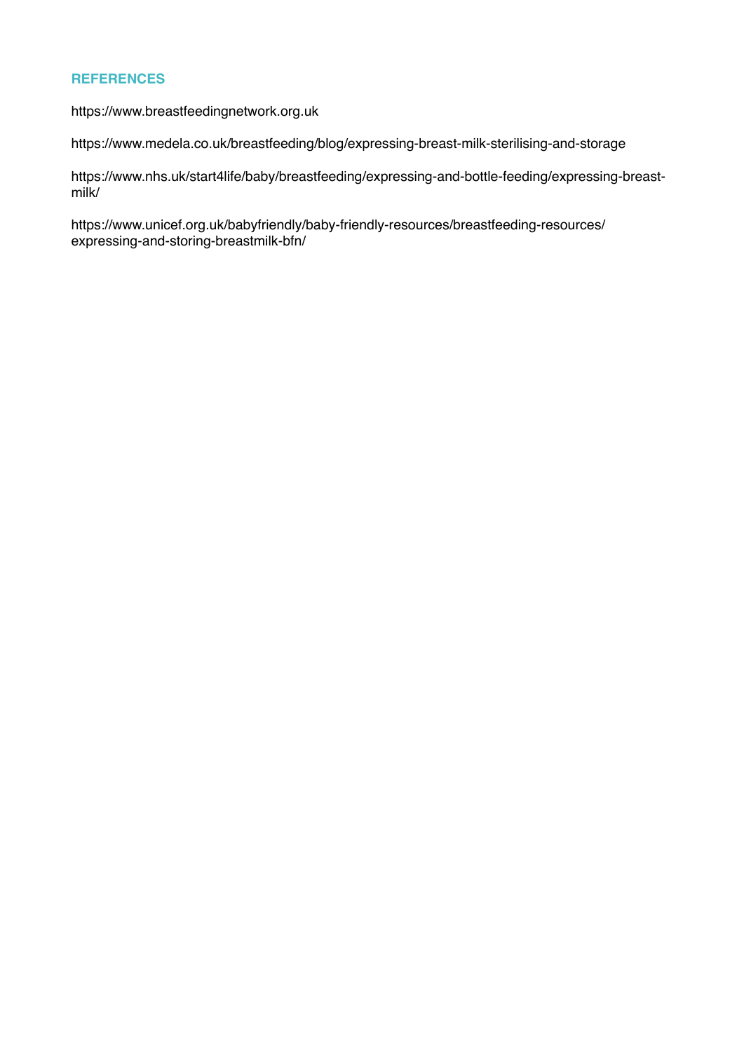## REFERENCES

https://www.breastfeedingnetwork.org.uk

https://www.medela.co.uk/breastfeeding/blog/expressing-breast-milk-sterilising-and-storage

https://www.nhs.uk/start4life/baby/breastfeeding/expressing-and-bottle-feeding/expressing-breast-milk/

https://www.unicef.org.uk/babyfriendly/baby-friendly-resources/breastfeeding-resources/expressing-and-storing-breastmilk-bfn/